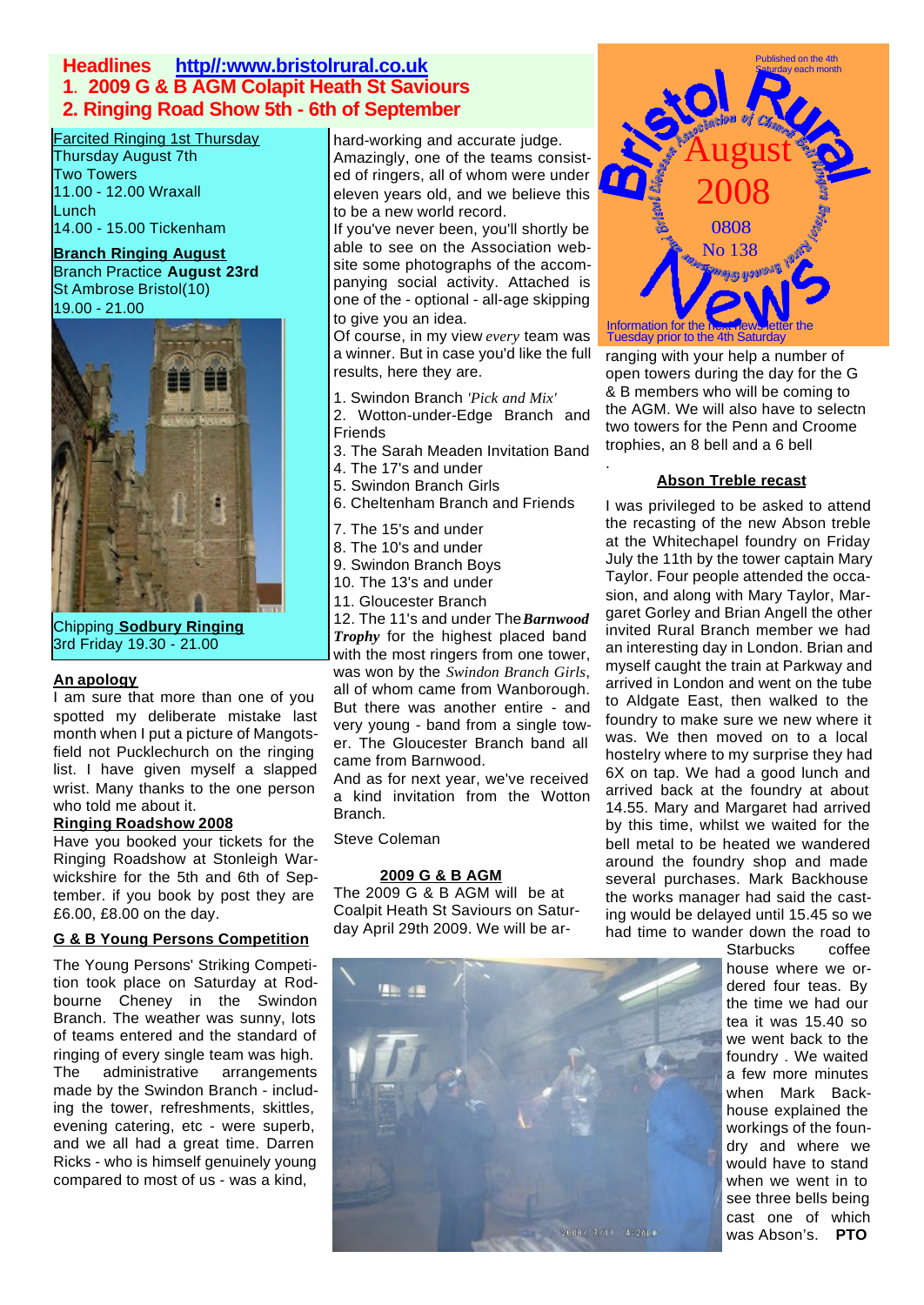**Headlines** **http//:www.bristolrural.co.uk**

**1. 2009 G & B AGM Colapit Heath St Saviours**

**2. Ringing Road Show 5th - 6th of September**

Bristol Rural News — Bristol Diocesan Association of Church Bell Ringers Bristol Rural Branch

August 2008

0808

No 138

Published on the 4th Saturday each month

Information for the next newsletter the Tuesday prior to the 4th Saturday

Farcited Ringing 1st Thursday
Thursday August 7th
Two Towers
11.00 - 12.00 Wraxall
Lunch
14.00 - 15.00 Tickenham

**Branch Ringing August**
Branch Practice **August 23rd**
St Ambrose Bristol(10)
19.00 - 21.00

Chipping **Sodbury Ringing**
3rd Friday 19.30 - 21.00

**An apology**

I am sure that more than one of you spotted my deliberate mistake last month when I put a picture of Mangotsfield not Pucklechurch on the ringing list. I have given myself a slapped wrist. Many thanks to the one person who told me about it.

**Ringing Roadshow 2008**

Have you booked your tickets for the Ringing Roadshow at Stonleigh Warwickshire for the 5th and 6th of September. if you book by post they are £6.00, £8.00 on the day.

**G & B Young Persons Competition**

The Young Persons' Striking Competition took place on Saturday at Rodbourne Cheney in the Swindon Branch. The weather was sunny, lots of teams entered and the standard of ringing of every single team was high. The administrative arrangements made by the Swindon Branch - including the tower, refreshments, skittles, evening catering, etc - were superb, and we all had a great time. Darren Ricks - who is himself genuinely young compared to most of us - was a kind, hard-working and accurate judge.

Amazingly, one of the teams consisted of ringers, all of whom were under eleven years old, and we believe this to be a new world record.

If you've never been, you'll shortly be able to see on the Association website some photographs of the accompanying social activity. Attached is one of the - optional - all-age skipping to give you an idea.

Of course, in my view *every* team was a winner. But in case you'd like the full results, here they are.

1. Swindon Branch *'Pick and Mix'*
2. Wotton-under-Edge Branch and Friends
3. The Sarah Meaden Invitation Band
4. The 17's and under
5. Swindon Branch Girls
6. Cheltenham Branch and Friends
7. The 15's and under
8. The 10's and under
9. Swindon Branch Boys
10. The 13's and under
11. Gloucester Branch
12. The 11's and under

The ***Barnwood Trophy*** for the highest placed band with the most ringers from one tower, was won by the *Swindon Branch Girls*, all of whom came from Wanborough. But there was another entire - and very young - band from a single tower. The Gloucester Branch band all came from Barnwood.

And as for next year, we've received a kind invitation from the Wotton Branch.

Steve Coleman

**2009 G & B AGM**

The 2009 G & B AGM will be at Coalpit Heath St Saviours on Saturday April 29th 2009. We will be arranging with your help a number of open towers during the day for the G & B members who will be coming to the AGM. We will also have to selectn two towers for the Penn and Croome trophies, an 8 bell and a 6 bell

**Abson Treble recast**

I was privileged to be asked to attend the recasting of the new Abson treble at the Whitechapel foundry on Friday July the 11th by the tower captain Mary Taylor. Four people attended the occasion, and along with Mary Taylor, Margaret Gorley and Brian Angell the other invited Rural Branch member we had an interesting day in London. Brian and myself caught the train at Parkway and arrived in London and went on the tube to Aldgate East, then walked to the foundry to make sure we new where it was. We then moved on to a local hostelry where to my surprise they had 6X on tap. We had a good lunch and arrived back at the foundry at about 14.55. Mary and Margaret had arrived by this time, whilst we waited for the bell metal to be heated we wandered around the foundry shop and made several purchases. Mark Backhouse the works manager had said the casting would be delayed until 15.45 so we had time to wander down the road to Starbucks coffee house where we ordered four teas. By the time we had our tea it was 15.40 so we went back to the foundry . We waited a few more minutes when Mark Backhouse explained the workings of the foundry and where we would have to stand when we went in to see three bells being cast one of which was Abson's. **PTO**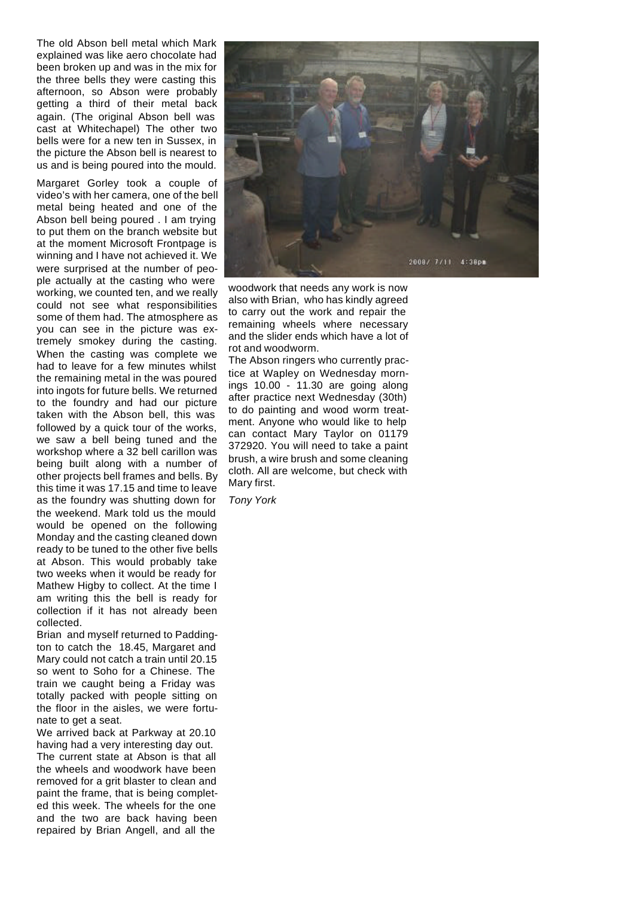The old Abson bell metal which Mark explained was like aero chocolate had been broken up and was in the mix for the three bells they were casting this afternoon, so Abson were probably getting a third of their metal back again. (The original Abson bell was cast at Whitechapel) The other two bells were for a new ten in Sussex, in the picture the Abson bell is nearest to us and is being poured into the mould.

Margaret Gorley took a couple of video's with her camera, one of the bell metal being heated and one of the Abson bell being poured . I am trying to put them on the branch website but at the moment Microsoft Frontpage is winning and I have not achieved it. We were surprised at the number of people actually at the casting who were working, we counted ten, and we really could not see what responsibilities some of them had. The atmosphere as you can see in the picture was extremely smokey during the casting. When the casting was complete we had to leave for a few minutes whilst the remaining metal in the was poured into ingots for future bells. We returned to the foundry and had our picture taken with the Abson bell, this was followed by a quick tour of the works, we saw a bell being tuned and the workshop where a 32 bell carillon was being built along with a number of other projects bell frames and bells. By this time it was 17.15 and time to leave as the foundry was shutting down for the weekend. Mark told us the mould would be opened on the following Monday and the casting cleaned down ready to be tuned to the other five bells at Abson. This would probably take two weeks when it would be ready for Mathew Higby to collect. At the time I am writing this the bell is ready for collection if it has not already been collected.

Brian and myself returned to Paddington to catch the 18.45, Margaret and Mary could not catch a train until 20.15 so went to Soho for a Chinese. The train we caught being a Friday was totally packed with people sitting on the floor in the aisles, we were fortunate to get a seat.

We arrived back at Parkway at 20.10 having had a very interesting day out.

The current state at Abson is that all the wheels and woodwork have been removed for a grit blaster to clean and paint the frame, that is being completed this week. The wheels for the one and the two are back having been repaired by Brian Angell, and all the woodwork that needs any work is now also with Brian, who has kindly agreed to carry out the work and repair the remaining wheels where necessary and the slider ends which have a lot of rot and woodworm.

The Abson ringers who currently practice at Wapley on Wednesday mornings 10.00 - 11.30 are going along after practice next Wednesday (30th) to do painting and wood worm treatment. Anyone who would like to help can contact Mary Taylor on 01179 372920. You will need to take a paint brush, a wire brush and some cleaning cloth. All are welcome, but check with Mary first.

*Tony York*